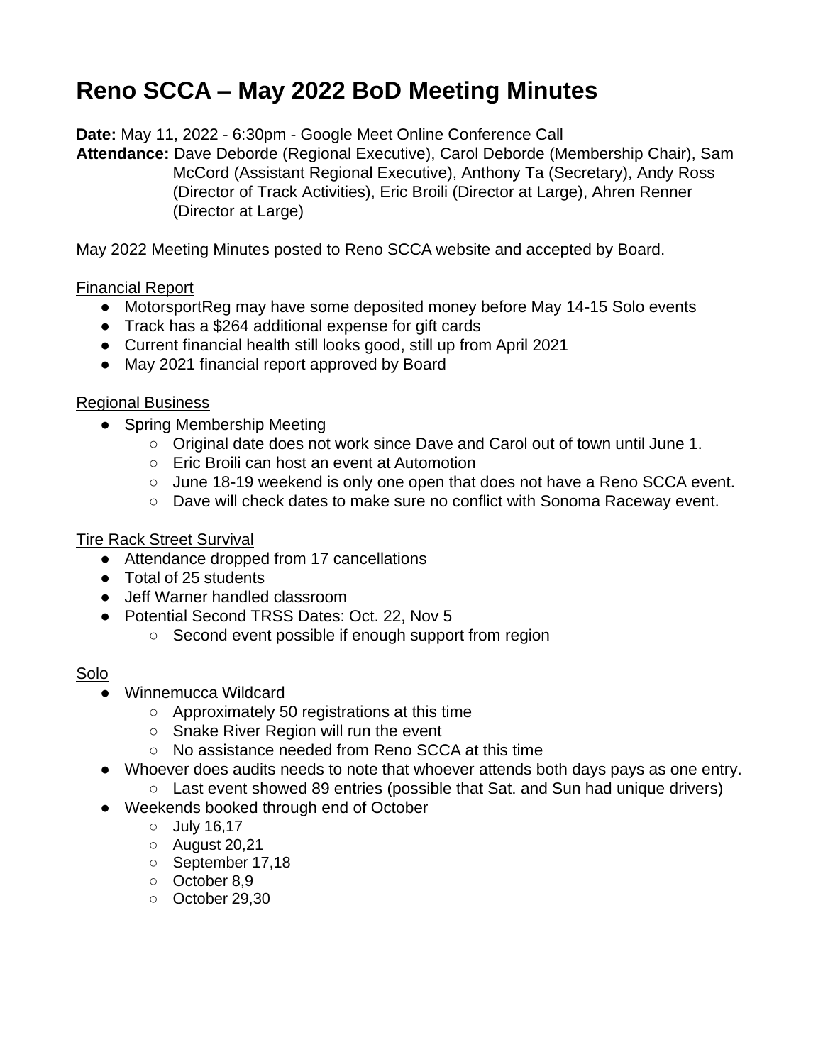# Reno SCCA – May 2022 BoD Meeting Minutes

**Date:** May 11, 2022 - 6:30pm - Google Meet Online Conference Call

**Attendance:** Dave Deborde (Regional Executive), Carol Deborde (Membership Chair), Sam McCord (Assistant Regional Executive), Anthony Ta (Secretary), Andy Ross (Director of Track Activities), Eric Broili (Director at Large), Ahren Renner (Director at Large)

May 2022 Meeting Minutes posted to Reno SCCA website and accepted by Board.

<u>Financial Report</u>

- MotorsportReg may have some deposited money before May 14-15 Solo events
- Track has a $264 additional expense for gift cards
- Current financial health still looks good, still up from April 2021
- May 2021 financial report approved by Board

<u>Regional Business</u>

- Spring Membership Meeting
    - Original date does not work since Dave and Carol out of town until June 1.
    - Eric Broili can host an event at Automotion
    - June 18-19 weekend is only one open that does not have a Reno SCCA event.
    - Dave will check dates to make sure no conflict with Sonoma Raceway event.

<u>Tire Rack Street Survival</u>

- Attendance dropped from 17 cancellations
- Total of 25 students
- Jeff Warner handled classroom
- Potential Second TRSS Dates: Oct. 22, Nov 5
    - Second event possible if enough support from region

<u>Solo</u>

- Winnemucca Wildcard
    - Approximately 50 registrations at this time
    - Snake River Region will run the event
    - No assistance needed from Reno SCCA at this time
- Whoever does audits needs to note that whoever attends both days pays as one entry.
    - Last event showed 89 entries (possible that Sat. and Sun had unique drivers)
- Weekends booked through end of October
    - July 16,17
    - August 20,21
    - September 17,18
    - October 8,9
    - October 29,30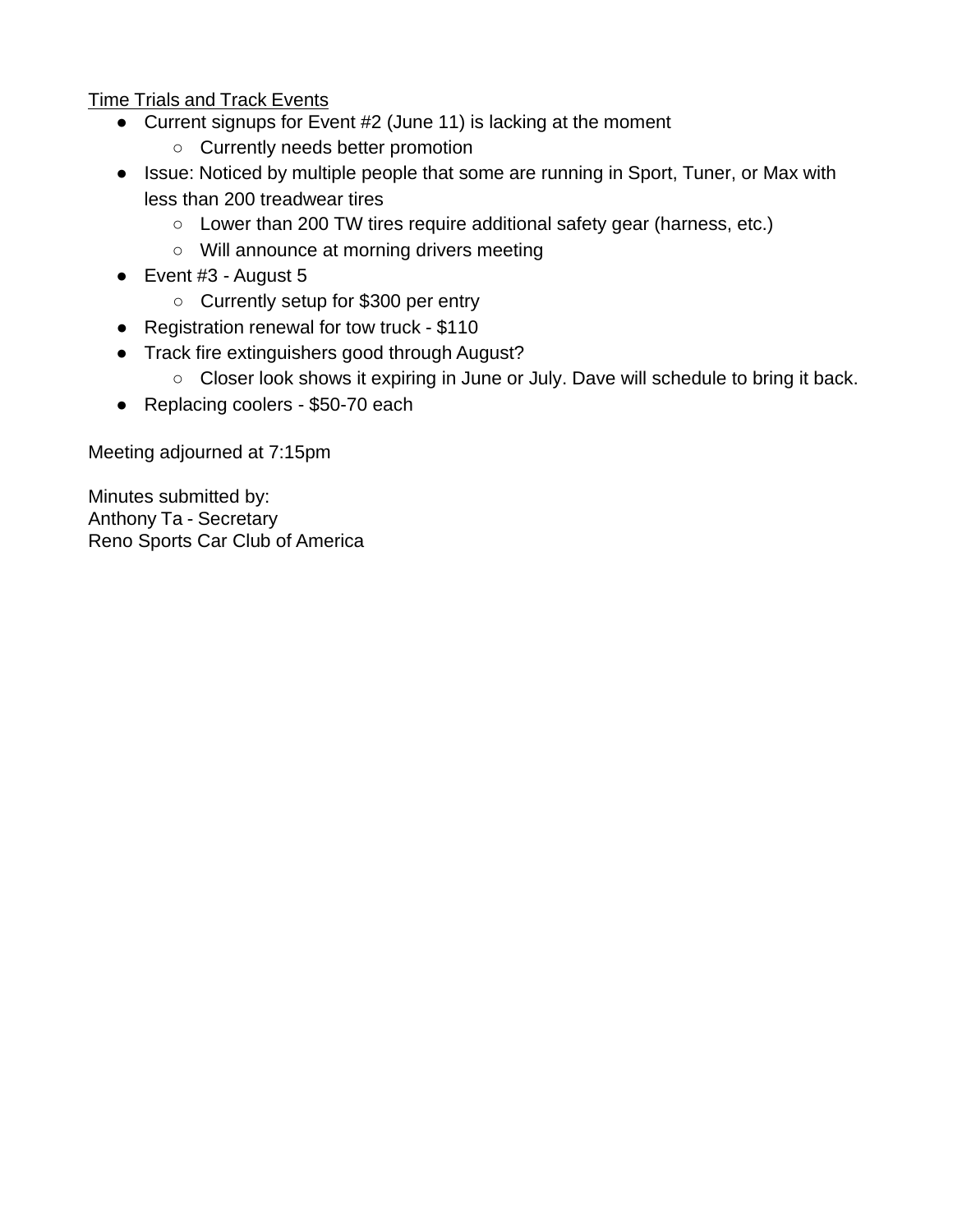<u>Time Trials and Track Events</u>

- Current signups for Event #2 (June 11) is lacking at the moment
  - Currently needs better promotion
- Issue: Noticed by multiple people that some are running in Sport, Tuner, or Max with less than 200 treadwear tires
  - Lower than 200 TW tires require additional safety gear (harness, etc.)
  - Will announce at morning drivers meeting
- Event #3 - August 5
  - Currently setup for $300 per entry
- Registration renewal for tow truck - $110
- Track fire extinguishers good through August?
  - Closer look shows it expiring in June or July. Dave will schedule to bring it back.
- Replacing coolers - $50-70 each

Meeting adjourned at 7:15pm

Minutes submitted by:
Anthony Ta - Secretary
Reno Sports Car Club of America